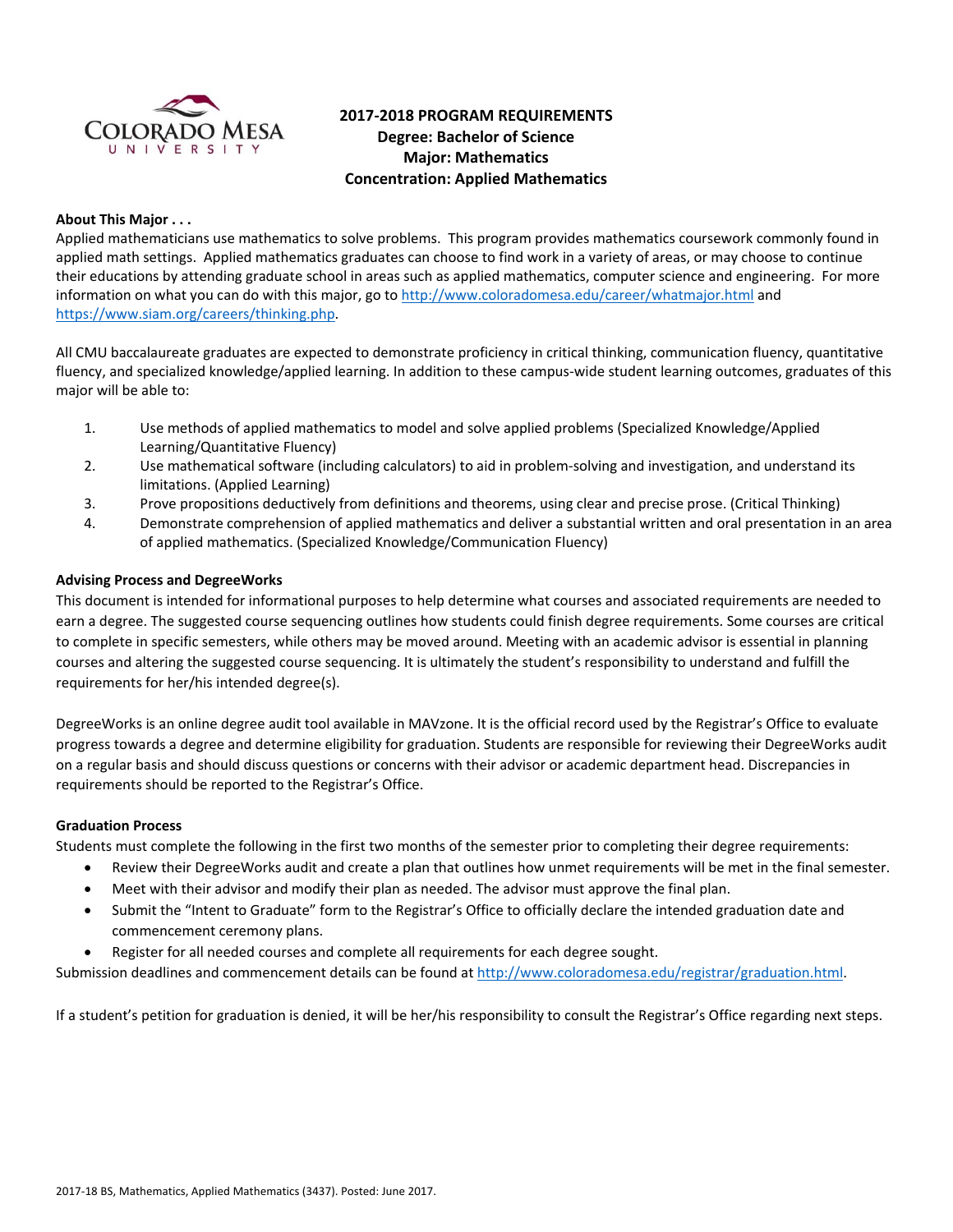# 2017-2018 PROGRAM REQUIREMENTS

## Degree: Bachelor of Science
## Major: Mathematics
## Concentration: Applied Mathematics

**About This Major . . .**

Applied mathematicians use mathematics to solve problems. This program provides mathematics coursework commonly found in applied math settings. Applied mathematics graduates can choose to find work in a variety of areas, or may choose to continue their educations by attending graduate school in areas such as applied mathematics, computer science and engineering. For more information on what you can do with this major, go to http://www.coloradomesa.edu/career/whatmajor.html and https://www.siam.org/careers/thinking.php.

All CMU baccalaureate graduates are expected to demonstrate proficiency in critical thinking, communication fluency, quantitative fluency, and specialized knowledge/applied learning. In addition to these campus-wide student learning outcomes, graduates of this major will be able to:

1. Use methods of applied mathematics to model and solve applied problems (Specialized Knowledge/Applied Learning/Quantitative Fluency)
2. Use mathematical software (including calculators) to aid in problem-solving and investigation, and understand its limitations. (Applied Learning)
3. Prove propositions deductively from definitions and theorems, using clear and precise prose. (Critical Thinking)
4. Demonstrate comprehension of applied mathematics and deliver a substantial written and oral presentation in an area of applied mathematics. (Specialized Knowledge/Communication Fluency)

**Advising Process and DegreeWorks**

This document is intended for informational purposes to help determine what courses and associated requirements are needed to earn a degree. The suggested course sequencing outlines how students could finish degree requirements. Some courses are critical to complete in specific semesters, while others may be moved around. Meeting with an academic advisor is essential in planning courses and altering the suggested course sequencing. It is ultimately the student's responsibility to understand and fulfill the requirements for her/his intended degree(s).

DegreeWorks is an online degree audit tool available in MAVzone. It is the official record used by the Registrar's Office to evaluate progress towards a degree and determine eligibility for graduation. Students are responsible for reviewing their DegreeWorks audit on a regular basis and should discuss questions or concerns with their advisor or academic department head. Discrepancies in requirements should be reported to the Registrar's Office.

**Graduation Process**

Students must complete the following in the first two months of the semester prior to completing their degree requirements:

- Review their DegreeWorks audit and create a plan that outlines how unmet requirements will be met in the final semester.
- Meet with their advisor and modify their plan as needed. The advisor must approve the final plan.
- Submit the "Intent to Graduate" form to the Registrar's Office to officially declare the intended graduation date and commencement ceremony plans.
- Register for all needed courses and complete all requirements for each degree sought.

Submission deadlines and commencement details can be found at http://www.coloradomesa.edu/registrar/graduation.html.

If a student's petition for graduation is denied, it will be her/his responsibility to consult the Registrar's Office regarding next steps.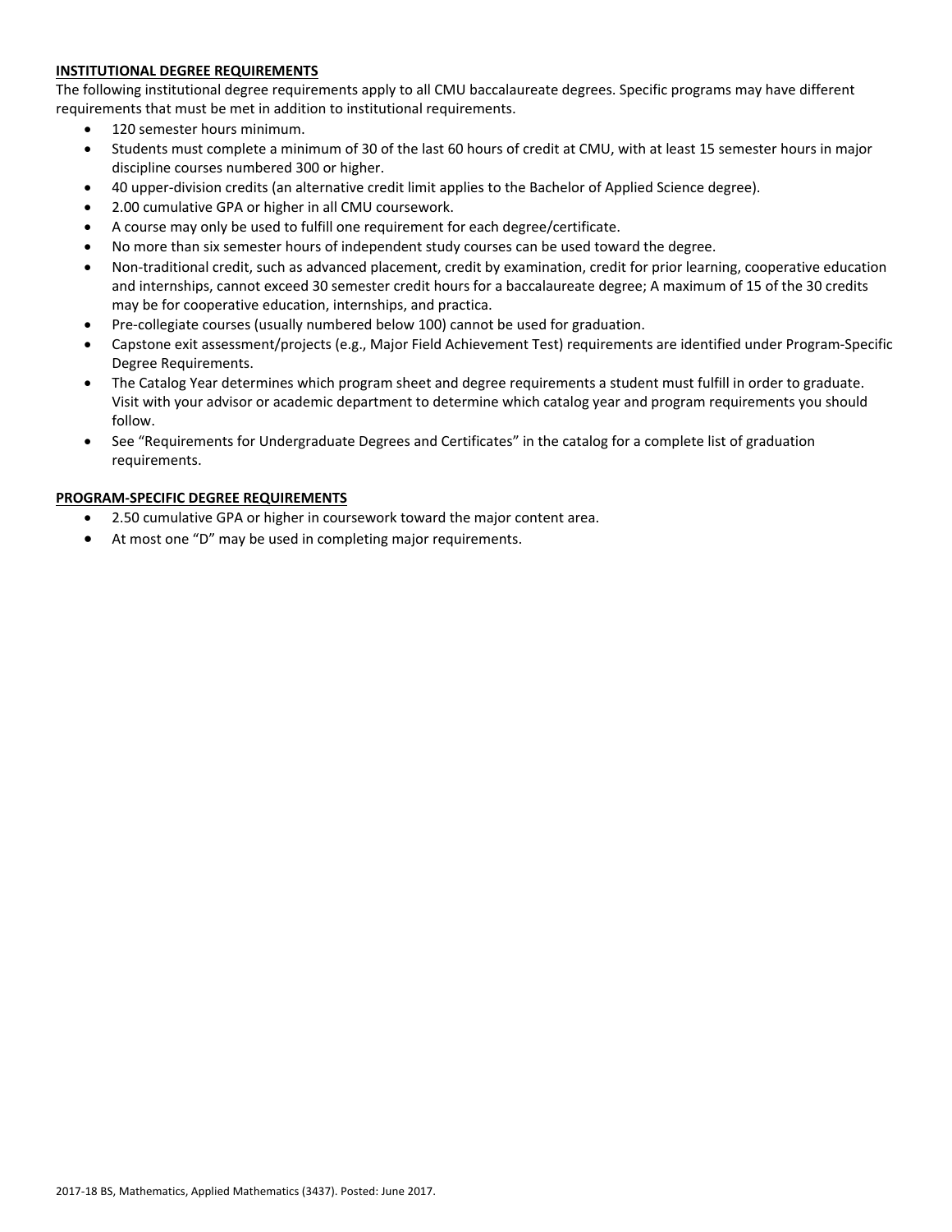## INSTITUTIONAL DEGREE REQUIREMENTS

The following institutional degree requirements apply to all CMU baccalaureate degrees. Specific programs may have different requirements that must be met in addition to institutional requirements.

- 120 semester hours minimum.
- Students must complete a minimum of 30 of the last 60 hours of credit at CMU, with at least 15 semester hours in major discipline courses numbered 300 or higher.
- 40 upper-division credits (an alternative credit limit applies to the Bachelor of Applied Science degree).
- 2.00 cumulative GPA or higher in all CMU coursework.
- A course may only be used to fulfill one requirement for each degree/certificate.
- No more than six semester hours of independent study courses can be used toward the degree.
- Non-traditional credit, such as advanced placement, credit by examination, credit for prior learning, cooperative education and internships, cannot exceed 30 semester credit hours for a baccalaureate degree; A maximum of 15 of the 30 credits may be for cooperative education, internships, and practica.
- Pre-collegiate courses (usually numbered below 100) cannot be used for graduation.
- Capstone exit assessment/projects (e.g., Major Field Achievement Test) requirements are identified under Program-Specific Degree Requirements.
- The Catalog Year determines which program sheet and degree requirements a student must fulfill in order to graduate. Visit with your advisor or academic department to determine which catalog year and program requirements you should follow.
- See "Requirements for Undergraduate Degrees and Certificates" in the catalog for a complete list of graduation requirements.

## PROGRAM-SPECIFIC DEGREE REQUIREMENTS

- 2.50 cumulative GPA or higher in coursework toward the major content area.
- At most one "D" may be used in completing major requirements.

2017-18 BS, Mathematics, Applied Mathematics (3437). Posted: June 2017.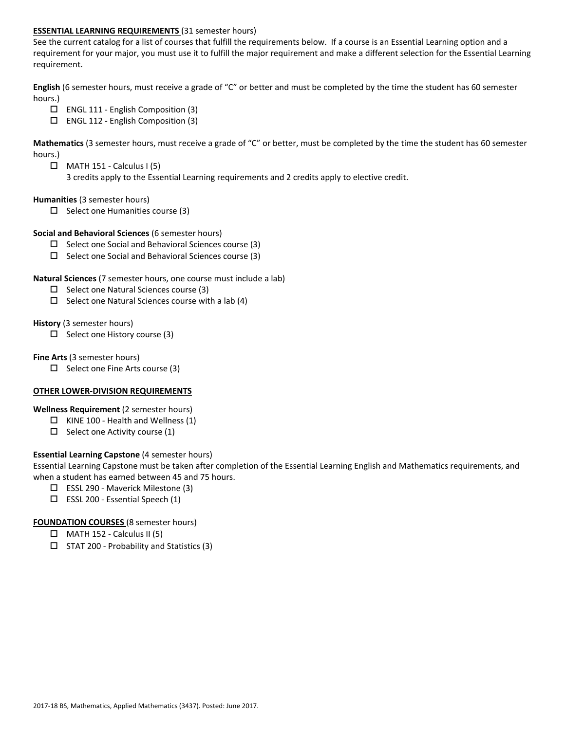## ESSENTIAL LEARNING REQUIREMENTS (31 semester hours)

See the current catalog for a list of courses that fulfill the requirements below. If a course is an Essential Learning option and a requirement for your major, you must use it to fulfill the major requirement and make a different selection for the Essential Learning requirement.

**English** (6 semester hours, must receive a grade of "C" or better and must be completed by the time the student has 60 semester hours.)

- ☐ ENGL 111 - English Composition (3)
- ☐ ENGL 112 - English Composition (3)

**Mathematics** (3 semester hours, must receive a grade of "C" or better, must be completed by the time the student has 60 semester hours.)

- ☐ MATH 151 - Calculus I (5)
  3 credits apply to the Essential Learning requirements and 2 credits apply to elective credit.

**Humanities** (3 semester hours)

- ☐ Select one Humanities course (3)

**Social and Behavioral Sciences** (6 semester hours)

- ☐ Select one Social and Behavioral Sciences course (3)
- ☐ Select one Social and Behavioral Sciences course (3)

**Natural Sciences** (7 semester hours, one course must include a lab)

- ☐ Select one Natural Sciences course (3)
- ☐ Select one Natural Sciences course with a lab (4)

**History** (3 semester hours)

- ☐ Select one History course (3)

**Fine Arts** (3 semester hours)

- ☐ Select one Fine Arts course (3)

## OTHER LOWER-DIVISION REQUIREMENTS

**Wellness Requirement** (2 semester hours)

- ☐ KINE 100 - Health and Wellness (1)
- ☐ Select one Activity course (1)

**Essential Learning Capstone** (4 semester hours)

Essential Learning Capstone must be taken after completion of the Essential Learning English and Mathematics requirements, and when a student has earned between 45 and 75 hours.

- ☐ ESSL 290 - Maverick Milestone (3)
- ☐ ESSL 200 - Essential Speech (1)

## FOUNDATION COURSES (8 semester hours)

- ☐ MATH 152 - Calculus II (5)
- ☐ STAT 200 - Probability and Statistics (3)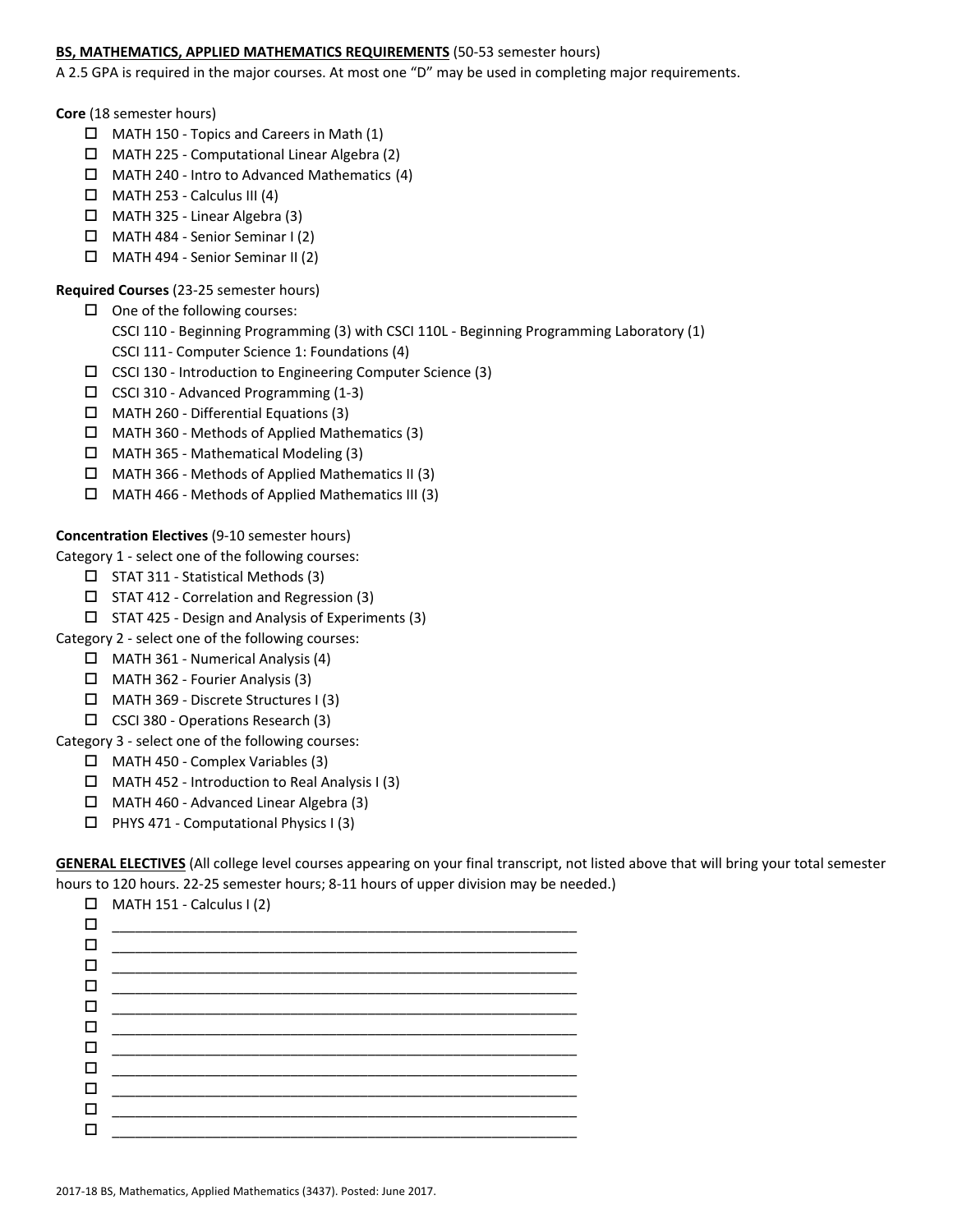**BS, MATHEMATICS, APPLIED MATHEMATICS REQUIREMENTS** (50-53 semester hours)

A 2.5 GPA is required in the major courses. At most one "D" may be used in completing major requirements.

**Core** (18 semester hours)

- ☐ MATH 150 - Topics and Careers in Math (1)
- ☐ MATH 225 - Computational Linear Algebra (2)
- ☐ MATH 240 - Intro to Advanced Mathematics (4)
- ☐ MATH 253 - Calculus III (4)
- ☐ MATH 325 - Linear Algebra (3)
- ☐ MATH 484 - Senior Seminar I (2)
- ☐ MATH 494 - Senior Seminar II (2)

**Required Courses** (23-25 semester hours)

- ☐ One of the following courses:
  CSCI 110 - Beginning Programming (3) with CSCI 110L - Beginning Programming Laboratory (1)
  CSCI 111- Computer Science 1: Foundations (4)
- ☐ CSCI 130 - Introduction to Engineering Computer Science (3)
- ☐ CSCI 310 - Advanced Programming (1-3)
- ☐ MATH 260 - Differential Equations (3)
- ☐ MATH 360 - Methods of Applied Mathematics (3)
- ☐ MATH 365 - Mathematical Modeling (3)
- ☐ MATH 366 - Methods of Applied Mathematics II (3)
- ☐ MATH 466 - Methods of Applied Mathematics III (3)

**Concentration Electives** (9-10 semester hours)

Category 1 - select one of the following courses:

- ☐ STAT 311 - Statistical Methods (3)
- ☐ STAT 412 - Correlation and Regression (3)
- ☐ STAT 425 - Design and Analysis of Experiments (3)

Category 2 - select one of the following courses:

- ☐ MATH 361 - Numerical Analysis (4)
- ☐ MATH 362 - Fourier Analysis (3)
- ☐ MATH 369 - Discrete Structures I (3)
- ☐ CSCI 380 - Operations Research (3)

Category 3 - select one of the following courses:

- ☐ MATH 450 - Complex Variables (3)
- ☐ MATH 452 - Introduction to Real Analysis I (3)
- ☐ MATH 460 - Advanced Linear Algebra (3)
- ☐ PHYS 471 - Computational Physics I (3)

**GENERAL ELECTIVES** (All college level courses appearing on your final transcript, not listed above that will bring your total semester hours to 120 hours. 22-25 semester hours; 8-11 hours of upper division may be needed.)

- ☐ MATH 151 - Calculus I (2)
- ☐ ____________________________________________________________
- ☐ ____________________________________________________________
- ☐ ____________________________________________________________
- ☐ ____________________________________________________________
- ☐ ____________________________________________________________
- ☐ ____________________________________________________________
- ☐ ____________________________________________________________
- ☐ ____________________________________________________________
- ☐ ____________________________________________________________
- ☐ ____________________________________________________________
- ☐ ____________________________________________________________

2017-18 BS, Mathematics, Applied Mathematics (3437). Posted: June 2017.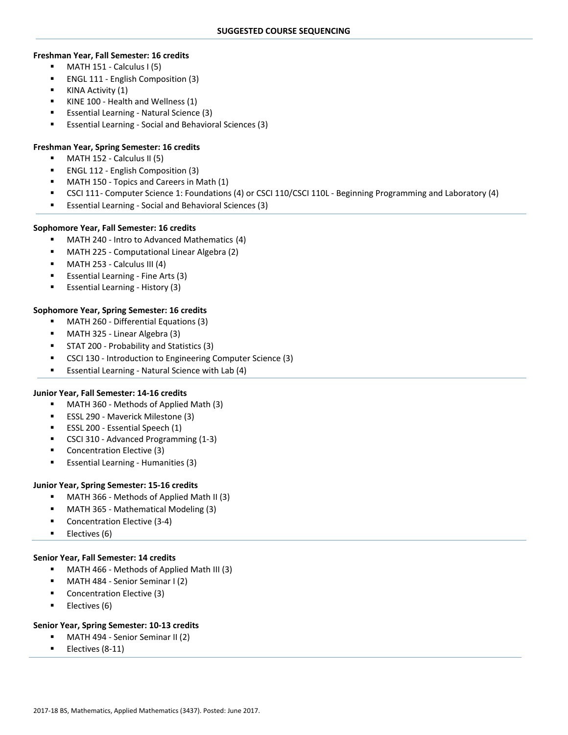## SUGGESTED COURSE SEQUENCING

**Freshman Year, Fall Semester: 16 credits**

- MATH 151 - Calculus I (5)
- ENGL 111 - English Composition (3)
- KINA Activity (1)
- KINE 100 - Health and Wellness (1)
- Essential Learning - Natural Science (3)
- Essential Learning - Social and Behavioral Sciences (3)

**Freshman Year, Spring Semester: 16 credits**

- MATH 152 - Calculus II (5)
- ENGL 112 - English Composition (3)
- MATH 150 - Topics and Careers in Math (1)
- CSCI 111- Computer Science 1: Foundations (4) or CSCI 110/CSCI 110L - Beginning Programming and Laboratory (4)
- Essential Learning - Social and Behavioral Sciences (3)

**Sophomore Year, Fall Semester: 16 credits**

- MATH 240 - Intro to Advanced Mathematics (4)
- MATH 225 - Computational Linear Algebra (2)
- MATH 253 - Calculus III (4)
- Essential Learning - Fine Arts (3)
- Essential Learning - History (3)

**Sophomore Year, Spring Semester: 16 credits**

- MATH 260 - Differential Equations (3)
- MATH 325 - Linear Algebra (3)
- STAT 200 - Probability and Statistics (3)
- CSCI 130 - Introduction to Engineering Computer Science (3)
- Essential Learning - Natural Science with Lab (4)

**Junior Year, Fall Semester: 14-16 credits**

- MATH 360 - Methods of Applied Math (3)
- ESSL 290 - Maverick Milestone (3)
- ESSL 200 - Essential Speech (1)
- CSCI 310 - Advanced Programming (1-3)
- Concentration Elective (3)
- Essential Learning - Humanities (3)

**Junior Year, Spring Semester: 15-16 credits**

- MATH 366 - Methods of Applied Math II (3)
- MATH 365 - Mathematical Modeling (3)
- Concentration Elective (3-4)
- Electives (6)

**Senior Year, Fall Semester: 14 credits**

- MATH 466 - Methods of Applied Math III (3)
- MATH 484 - Senior Seminar I (2)
- Concentration Elective (3)
- Electives (6)

**Senior Year, Spring Semester: 10-13 credits**

- MATH 494 - Senior Seminar II (2)
- Electives (8-11)